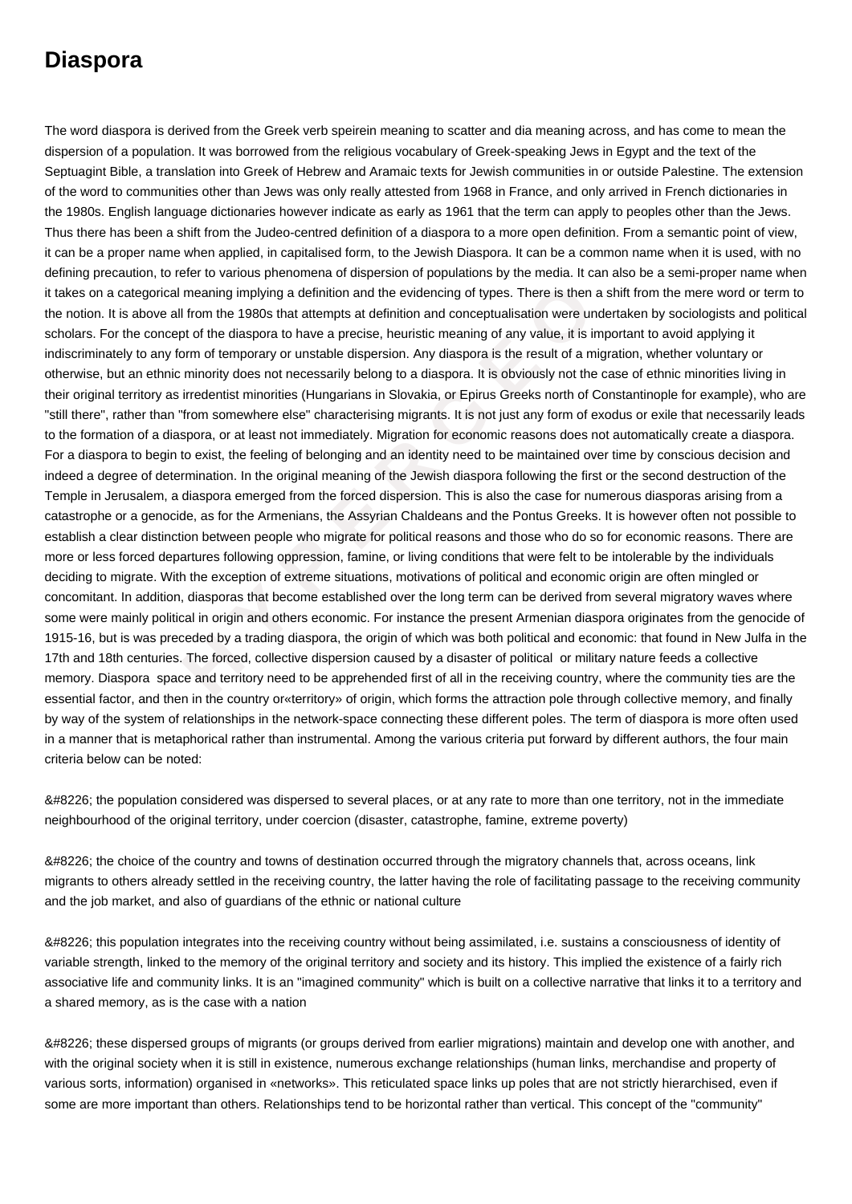# Diaspora

The word diaspora is derived from the Greek verb speirein meaning to scatter and dia meaning across, and has come to mean the dispersion of a population. It was borrowed from the religious vocabulary of Greek-speaking Jews in Egypt and the text of the Septuagint Bible, a translation into Greek of Hebrew and Aramaic texts for Jewish communities in or outside Palestine. The extension of the word to communities other than Jews was only really attested from 1968 in France, and only arrived in French dictionaries in the 1980s. English language dictionaries however indicate as early as 1961 that the term can apply to peoples other than the Jews. Thus there has been a shift from the Judeo-centred definition of a diaspora to a more open definition. From a semantic point of view, it can be a proper name when applied, in capitalised form, to the Jewish Diaspora. It can be a common name when it is used, with no defining precaution, to refer to various phenomena of dispersion of populations by the media. It can also be a semi-proper name when it takes on a categorical meaning implying a definition and the evidencing of types. There is then a shift from the mere word or term to the notion. It is above all from the 1980s that attempts at definition and conceptualisation were undertaken by sociologists and political scholars. For the concept of the diaspora to have a precise, heuristic meaning of any value, it is important to avoid applying it indiscriminately to any form of temporary or unstable dispersion. Any diaspora is the result of a migration, whether voluntary or otherwise, but an ethnic minority does not necessarily belong to a diaspora. It is obviously not the case of ethnic minorities living in their original territory as irredentist minorities (Hungarians in Slovakia, or Epirus Greeks north of Constantinople for example), who are "still there", rather than "from somewhere else" characterising migrants. It is not just any form of exodus or exile that necessarily leads to the formation of a diaspora, or at least not immediately. Migration for economic reasons does not automatically create a diaspora. For a diaspora to begin to exist, the feeling of belonging and an identity need to be maintained over time by conscious decision and indeed a degree of determination. In the original meaning of the Jewish diaspora following the first or the second destruction of the Temple in Jerusalem, a diaspora emerged from the forced dispersion. This is also the case for numerous diasporas arising from a catastrophe or a genocide, as for the Armenians, the Assyrian Chaldeans and the Pontus Greeks. It is however often not possible to establish a clear distinction between people who migrate for political reasons and those who do so for economic reasons. There are more or less forced departures following oppression, famine, or living conditions that were felt to be intolerable by the individuals deciding to migrate. With the exception of extreme situations, motivations of political and economic origin are often mingled or concomitant. In addition, diasporas that become established over the long term can be derived from several migratory waves where some were mainly political in origin and others economic. For instance the present Armenian diaspora originates from the genocide of 1915-16, but is was preceded by a trading diaspora, the origin of which was both political and economic: that found in New Julfa in the 17th and 18th centuries. The forced, collective dispersion caused by a disaster of political or military nature feeds a collective memory. Diaspora space and territory need to be apprehended first of all in the receiving country, where the community ties are the essential factor, and then in the country or«territory» of origin, which forms the attraction pole through collective memory, and finally by way of the system of relationships in the network-space connecting these different poles. The term of diaspora is more often used in a manner that is metaphorical rather than instrumental. Among the various criteria put forward by different authors, the four main criteria below can be noted:

&#8226; the population considered was dispersed to several places, or at any rate to more than one territory, not in the immediate neighbourhood of the original territory, under coercion (disaster, catastrophe, famine, extreme poverty)

&#8226; the choice of the country and towns of destination occurred through the migratory channels that, across oceans, link migrants to others already settled in the receiving country, the latter having the role of facilitating passage to the receiving community and the job market, and also of guardians of the ethnic or national culture

&#8226; this population integrates into the receiving country without being assimilated, i.e. sustains a consciousness of identity of variable strength, linked to the memory of the original territory and society and its history. This implied the existence of a fairly rich associative life and community links. It is an "imagined community" which is built on a collective narrative that links it to a territory and a shared memory, as is the case with a nation

&#8226; these dispersed groups of migrants (or groups derived from earlier migrations) maintain and develop one with another, and with the original society when it is still in existence, numerous exchange relationships (human links, merchandise and property of various sorts, information) organised in «networks». This reticulated space links up poles that are not strictly hierarchised, even if some are more important than others. Relationships tend to be horizontal rather than vertical. This concept of the "community"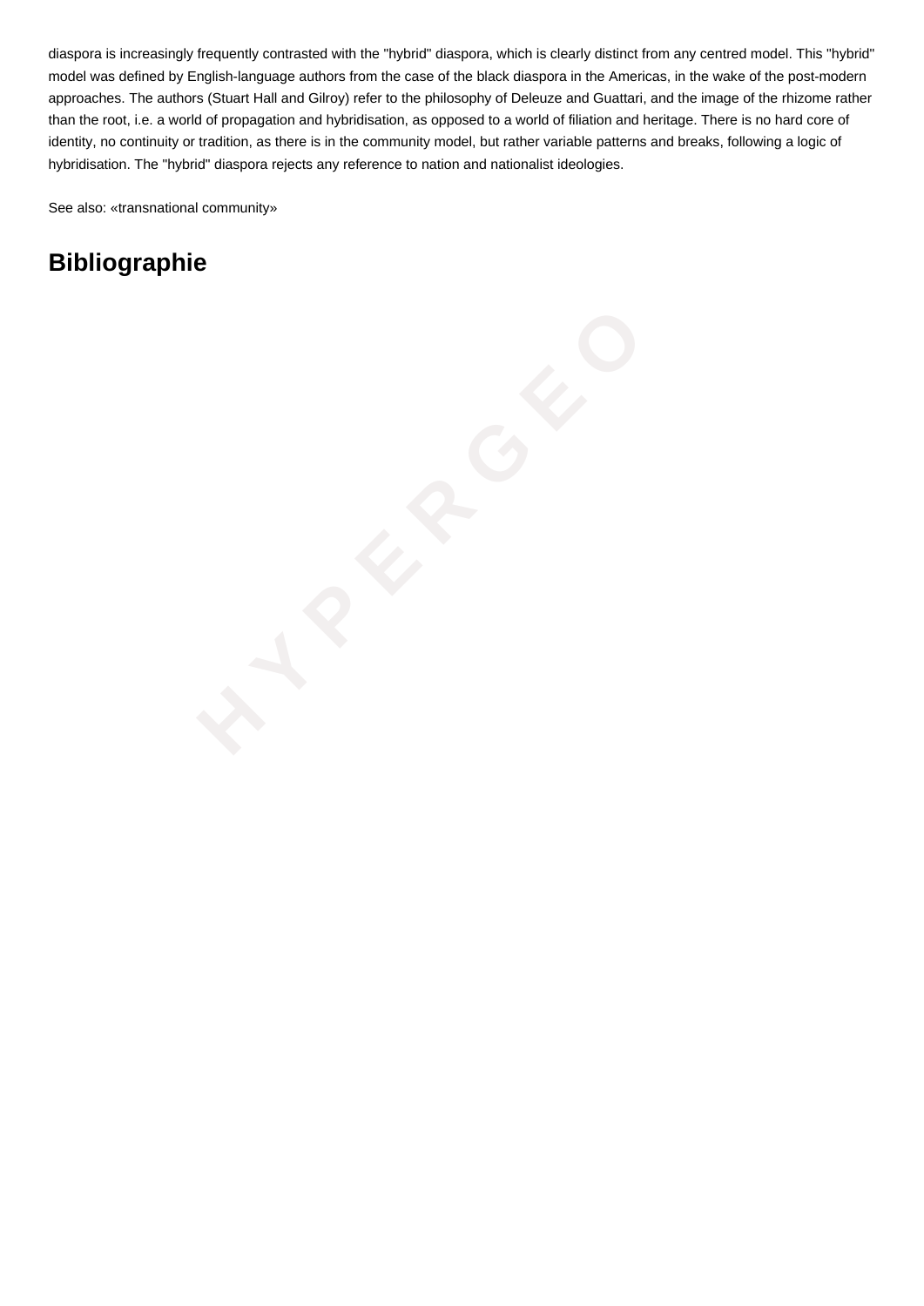diaspora is increasingly frequently contrasted with the "hybrid" diaspora, which is clearly distinct from any centred model. This "hybrid" model was defined by English-language authors from the case of the black diaspora in the Americas, in the wake of the post-modern approaches. The authors (Stuart Hall and Gilroy) refer to the philosophy of Deleuze and Guattari, and the image of the rhizome rather than the root, i.e. a world of propagation and hybridisation, as opposed to a world of filiation and heritage. There is no hard core of identity, no continuity or tradition, as there is in the community model, but rather variable patterns and breaks, following a logic of hybridisation. The "hybrid" diaspora rejects any reference to nation and nationalist ideologies.

See also: «transnational community»

## Bibliographie